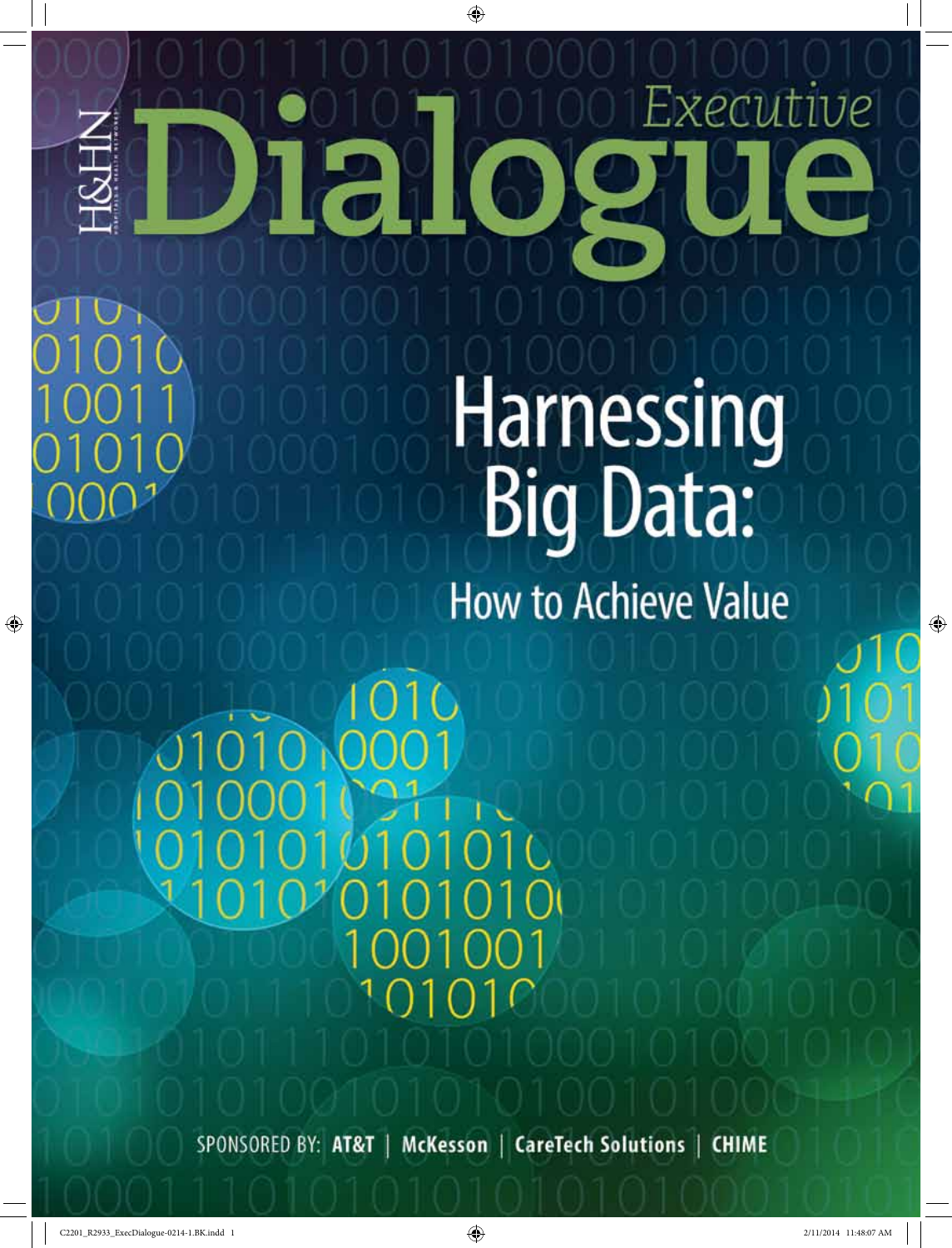H&HN

# Executive Dialogue

# Harnessing Big Data:

## How to Achieve Value

SPONSORED BY: **AT&T** | **McKesson** | **CareTech Solutions** | **CHIME**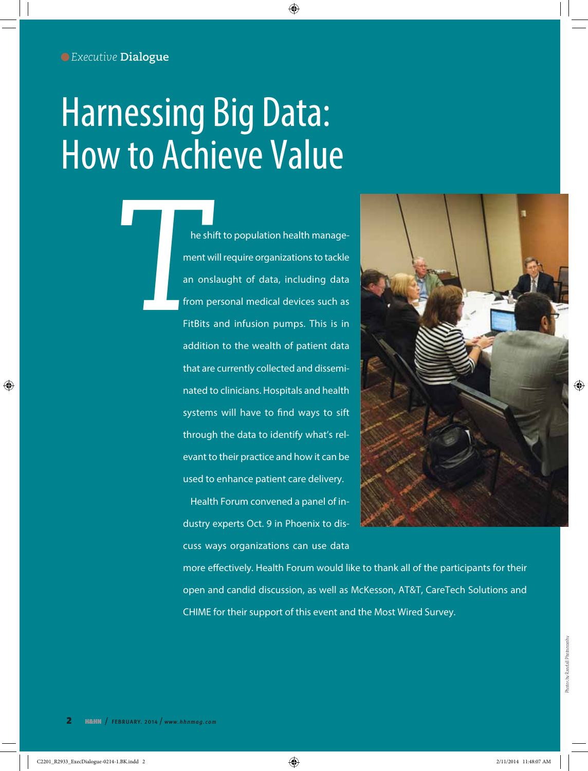*Executive* **Dialogue**

# Harnessing Big Data: How to Achieve Value

The shift to population health management will require organizations to tackle an onslaught of data, including data from personal medical devices such as FitBits and infusion pumps. This is in addition to the wealth of patient data that are currently collected and disseminated to clinicians. Hospitals and health systems will have to find ways to sift through the data to identify what's relevant to their practice and how it can be used to enhance patient care delivery.

Health Forum convened a panel of industry experts Oct. 9 in Phoenix to discuss ways organizations can use data more effectively. Health Forum would like to thank all of the participants for their open and candid discussion, as well as McKesson, AT&T, CareTech Solutions and CHIME for their support of this event and the Most Wired Survey.

Photos by Randall Photography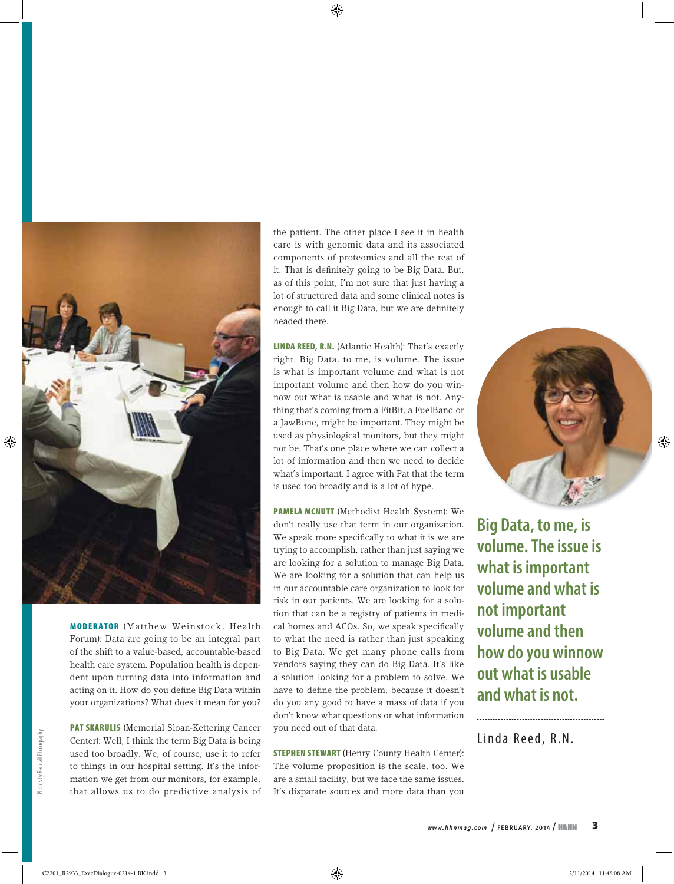**MODERATOR** (Matthew Weinstock, Health Forum): Data are going to be an integral part of the shift to a value-based, accountable-based health care system. Population health is dependent upon turning data into information and acting on it. How do you define Big Data within your organizations? What does it mean for you?

**PAT SKARULIS** (Memorial Sloan-Kettering Cancer Center): Well, I think the term Big Data is being used too broadly. We, of course, use it to refer to things in our hospital setting. It's the information we get from our monitors, for example, that allows us to do predictive analysis of the patient. The other place I see it in health care is with genomic data and its associated components of proteomics and all the rest of it. That is definitely going to be Big Data. But, as of this point, I'm not sure that just having a lot of structured data and some clinical notes is enough to call it Big Data, but we are definitely headed there.

**LINDA REED, R.N.** (Atlantic Health): That's exactly right. Big Data, to me, is volume. The issue is what is important volume and what is not important volume and then how do you winnow out what is usable and what is not. Anything that's coming from a FitBit, a FuelBand or a JawBone, might be important. They might be used as physiological monitors, but they might not be. That's one place where we can collect a lot of information and then we need to decide what's important. I agree with Pat that the term is used too broadly and is a lot of hype.

**PAMELA MCNUTT** (Methodist Health System): We don't really use that term in our organization. We speak more specifically to what it is we are trying to accomplish, rather than just saying we are looking for a solution to manage Big Data. We are looking for a solution that can help us in our accountable care organization to look for risk in our patients. We are looking for a solution that can be a registry of patients in medical homes and ACOs. So, we speak specifically to what the need is rather than just speaking to Big Data. We get many phone calls from vendors saying they can do Big Data. It's like a solution looking for a problem to solve. We have to define the problem, because it doesn't do you any good to have a mass of data if you don't know what questions or what information you need out of that data.

**STEPHEN STEWART** (Henry County Health Center): The volume proposition is the scale, too. We are a small facility, but we face the same issues. It's disparate sources and more data than you

> **Big Data, to me, is volume. The issue is what is important volume and what is not important volume and then how do you winnow out what is usable and what is not.**
>
> Linda Reed, R.N.

Photos by Randall Photography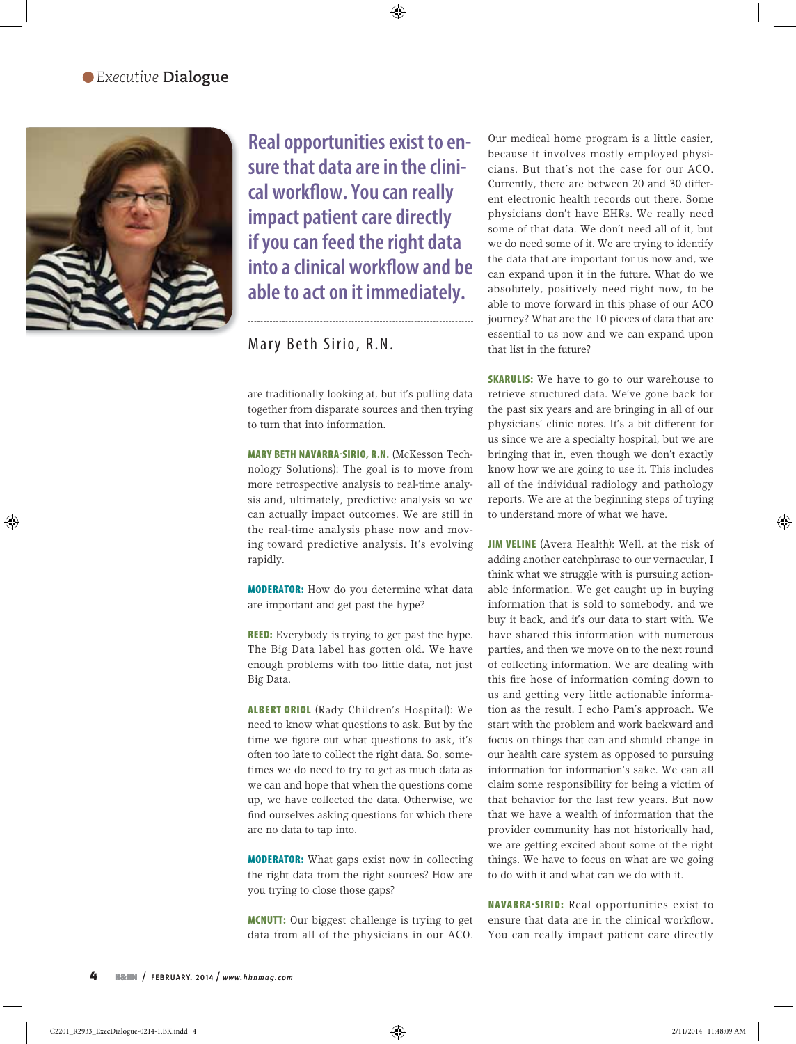Real opportunities exist to ensure that data are in the clinical workflow. You can really impact patient care directly if you can feed the right data into a clinical workflow and be able to act on it immediately.

Mary Beth Sirio, R.N.

are traditionally looking at, but it's pulling data together from disparate sources and then trying to turn that into information.

**MARY BETH NAVARRA-SIRIO, R.N.** (McKesson Technology Solutions): The goal is to move from more retrospective analysis to real-time analysis and, ultimately, predictive analysis so we can actually impact outcomes. We are still in the real-time analysis phase now and moving toward predictive analysis. It's evolving rapidly.

**MODERATOR:** How do you determine what data are important and get past the hype?

**REED:** Everybody is trying to get past the hype. The Big Data label has gotten old. We have enough problems with too little data, not just Big Data.

**ALBERT ORIOL** (Rady Children's Hospital): We need to know what questions to ask. But by the time we figure out what questions to ask, it's often too late to collect the right data. So, sometimes we do need to try to get as much data as we can and hope that when the questions come up, we have collected the data. Otherwise, we find ourselves asking questions for which there are no data to tap into.

**MODERATOR:** What gaps exist now in collecting the right data from the right sources? How are you trying to close those gaps?

**MCNUTT:** Our biggest challenge is trying to get data from all of the physicians in our ACO. Our medical home program is a little easier, because it involves mostly employed physicians. But that's not the case for our ACO. Currently, there are between 20 and 30 different electronic health records out there. Some physicians don't have EHRs. We really need some of that data. We don't need all of it, but we do need some of it. We are trying to identify the data that are important for us now and, we can expand upon it in the future. What do we absolutely, positively need right now, to be able to move forward in this phase of our ACO journey? What are the 10 pieces of data that are essential to us now and we can expand upon that list in the future?

**SKARULIS:** We have to go to our warehouse to retrieve structured data. We've gone back for the past six years and are bringing in all of our physicians' clinic notes. It's a bit different for us since we are a specialty hospital, but we are bringing that in, even though we don't exactly know how we are going to use it. This includes all of the individual radiology and pathology reports. We are at the beginning steps of trying to understand more of what we have.

**JIM VELINE** (Avera Health): Well, at the risk of adding another catchphrase to our vernacular, I think what we struggle with is pursuing actionable information. We get caught up in buying information that is sold to somebody, and we buy it back, and it's our data to start with. We have shared this information with numerous parties, and then we move on to the next round of collecting information. We are dealing with this fire hose of information coming down to us and getting very little actionable information as the result. I echo Pam's approach. We start with the problem and work backward and focus on things that can and should change in our health care system as opposed to pursuing information for information's sake. We can all claim some responsibility for being a victim of that behavior for the last few years. But now that we have a wealth of information that the provider community has not historically had, we are getting excited about some of the right things. We have to focus on what are we going to do with it and what can we do with it.

**NAVARRA-SIRIO:** Real opportunities exist to ensure that data are in the clinical workflow. You can really impact patient care directly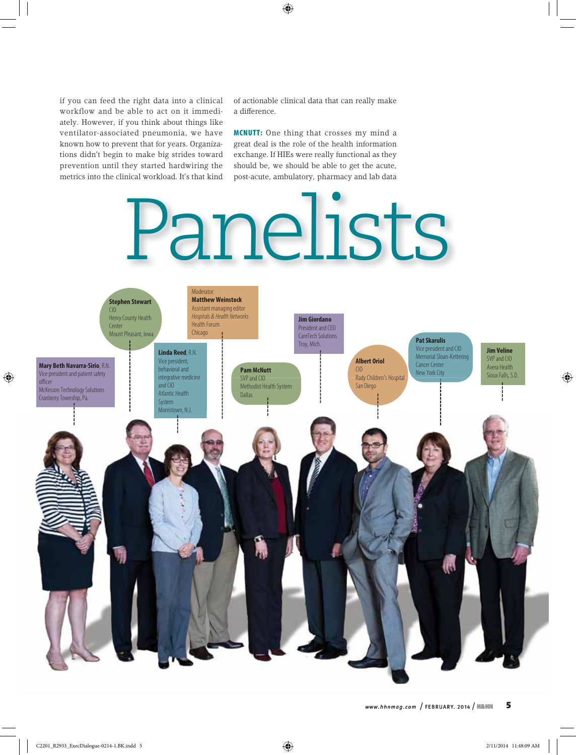if you can feed the right data into a clinical workflow and be able to act on it immediately. However, if you think about things like ventilator-associated pneumonia, we have known how to prevent that for years. Organizations didn't begin to make big strides toward prevention until they started hardwiring the metrics into the clinical workload. It's that kind of actionable clinical data that can really make a difference.

**MCNUTT:** One thing that crosses my mind a great deal is the role of the health information exchange. If HIEs were really functional as they should be, we should be able to get the acute, post-acute, ambulatory, pharmacy and lab data

# Panelists

Moderator:
**Matthew Weinstock**
Assistant managing editor
*Hospitals & Health Networks*
Health Forum
Chicago

**Stephen Stewart**
CIO
Henry County Health Center
Mount Pleasant, Iowa

**Mary Beth Navarra-Sirio**, R.N.
Vice president and patient safety officer
McKesson Technology Solutions
Cranberry Township, Pa.

**Linda Reed**, R.N.
Vice president, behavioral and integrative medicine and CIO
Atlantic Health System
Morristown, N.J.

**Pam McNutt**
SVP and CIO
Methodist Health System
Dallas

**Jim Giordano**
President and CEO
CareTech Solutions
Troy, Mich.

**Albert Oriol**
CIO
Rady Children's Hospital
San Diego

**Pat Skarulis**
Vice president and CIO
Memorial Sloan-Kettering Cancer Center
New York City

**Jim Veline**
SVP and CIO
Avera Health
Sioux Falls, S.D.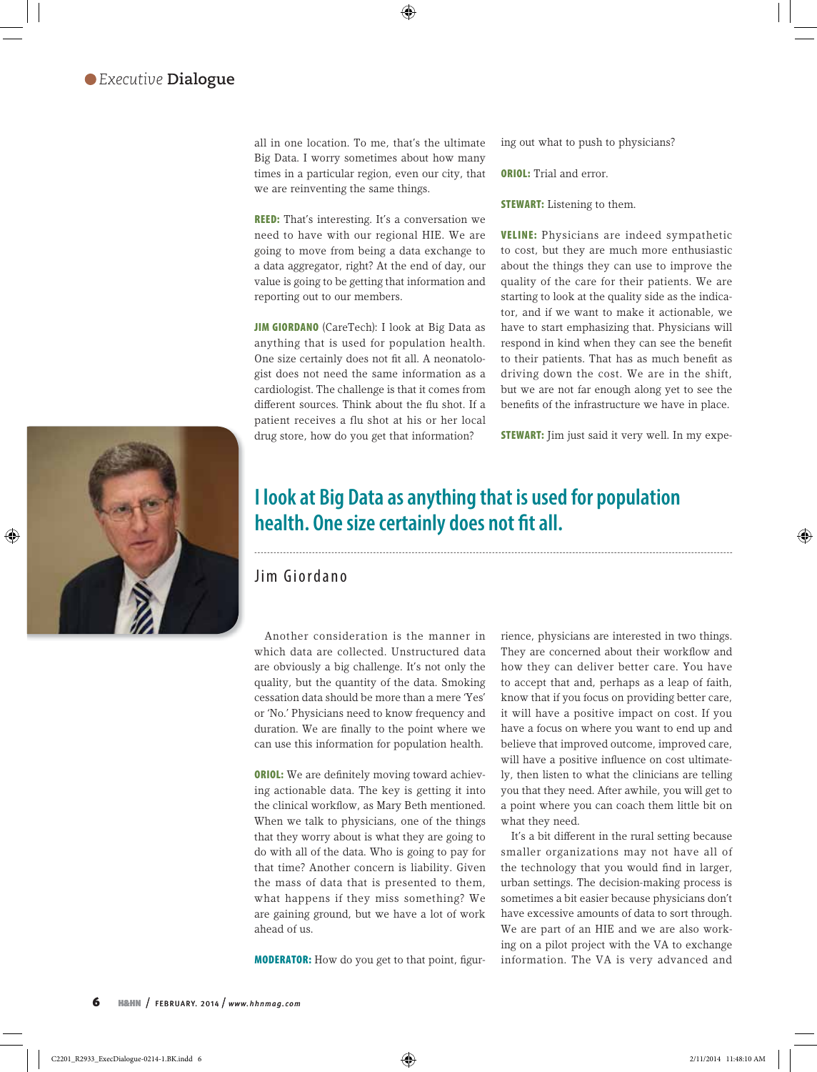all in one location. To me, that's the ultimate Big Data. I worry sometimes about how many times in a particular region, even our city, that we are reinventing the same things.

**REED:** That's interesting. It's a conversation we need to have with our regional HIE. We are going to move from being a data exchange to a data aggregator, right? At the end of day, our value is going to be getting that information and reporting out to our members.

**JIM GIORDANO** (CareTech): I look at Big Data as anything that is used for population health. One size certainly does not fit all. A neonatologist does not need the same information as a cardiologist. The challenge is that it comes from different sources. Think about the flu shot. If a patient receives a flu shot at his or her local drug store, how do you get that information?

Another consideration is the manner in which data are collected. Unstructured data are obviously a big challenge. It's not only the quality, but the quantity of the data. Smoking cessation data should be more than a mere 'Yes' or 'No.' Physicians need to know frequency and duration. We are finally to the point where we can use this information for population health.

**ORIOL:** We are definitely moving toward achieving actionable data. The key is getting it into the clinical workflow, as Mary Beth mentioned. When we talk to physicians, one of the things that they worry about is what they are going to do with all of the data. Who is going to pay for that time? Another concern is liability. Given the mass of data that is presented to them, what happens if they miss something? We are gaining ground, but we have a lot of work ahead of us.

**MODERATOR:** How do you get to that point, figuring out what to push to physicians?

**ORIOL:** Trial and error.

**STEWART:** Listening to them.

**VELINE:** Physicians are indeed sympathetic to cost, but they are much more enthusiastic about the things they can use to improve the quality of the care for their patients. We are starting to look at the quality side as the indicator, and if we want to make it actionable, we have to start emphasizing that. Physicians will respond in kind when they can see the benefit to their patients. That has as much benefit as driving down the cost. We are in the shift, but we are not far enough along yet to see the benefits of the infrastructure we have in place.

**STEWART:** Jim just said it very well. In my experience, physicians are interested in two things. They are concerned about their workflow and how they can deliver better care. You have to accept that and, perhaps as a leap of faith, know that if you focus on providing better care, it will have a positive impact on cost. If you have a focus on where you want to end up and believe that improved outcome, improved care, will have a positive influence on cost ultimately, then listen to what the clinicians are telling you that they need. After awhile, you will get to a point where you can coach them little bit on what they need.

It's a bit different in the rural setting because smaller organizations may not have all of the technology that you would find in larger, urban settings. The decision-making process is sometimes a bit easier because physicians don't have excessive amounts of data to sort through. We are part of an HIE and we are also working on a pilot project with the VA to exchange information. The VA is very advanced and

> **I look at Big Data as anything that is used for population health. One size certainly does not fit all.**
>
> Jim Giordano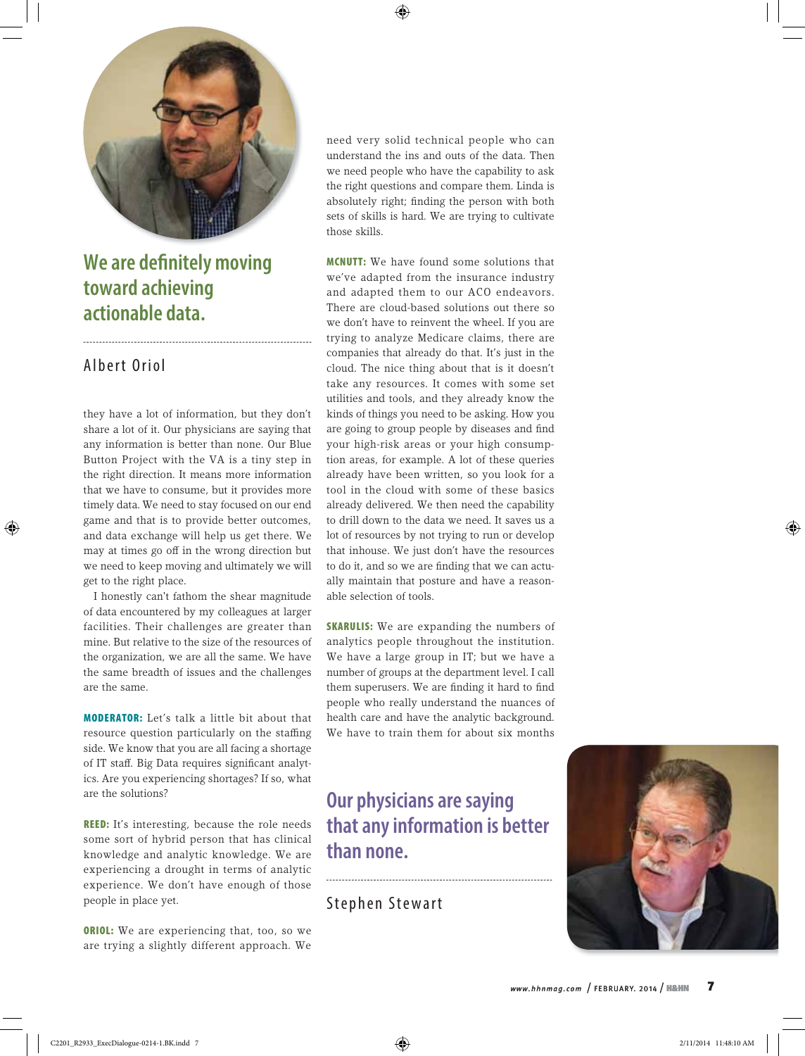> **We are definitely moving toward achieving actionable data.**
>
> Albert Oriol

they have a lot of information, but they don't share a lot of it. Our physicians are saying that any information is better than none. Our Blue Button Project with the VA is a tiny step in the right direction. It means more information that we have to consume, but it provides more timely data. We need to stay focused on our end game and that is to provide better outcomes, and data exchange will help us get there. We may at times go off in the wrong direction but we need to keep moving and ultimately we will get to the right place.

I honestly can't fathom the shear magnitude of data encountered by my colleagues at larger facilities. Their challenges are greater than mine. But relative to the size of the resources of the organization, we are all the same. We have the same breadth of issues and the challenges are the same.

**MODERATOR:** Let's talk a little bit about that resource question particularly on the staffing side. We know that you are all facing a shortage of IT staff. Big Data requires significant analytics. Are you experiencing shortages? If so, what are the solutions?

**REED:** It's interesting, because the role needs some sort of hybrid person that has clinical knowledge and analytic knowledge. We are experiencing a drought in terms of analytic experience. We don't have enough of those people in place yet.

**ORIOL:** We are experiencing that, too, so we are trying a slightly different approach. We need very solid technical people who can understand the ins and outs of the data. Then we need people who have the capability to ask the right questions and compare them. Linda is absolutely right; finding the person with both sets of skills is hard. We are trying to cultivate those skills.

**MCNUTT:** We have found some solutions that we've adapted from the insurance industry and adapted them to our ACO endeavors. There are cloud-based solutions out there so we don't have to reinvent the wheel. If you are trying to analyze Medicare claims, there are companies that already do that. It's just in the cloud. The nice thing about that is it doesn't take any resources. It comes with some set utilities and tools, and they already know the kinds of things you need to be asking. How you are going to group people by diseases and find your high-risk areas or your high consumption areas, for example. A lot of these queries already have been written, so you look for a tool in the cloud with some of these basics already delivered. We then need the capability to drill down to the data we need. It saves us a lot of resources by not trying to run or develop that inhouse. We just don't have the resources to do it, and so we are finding that we can actually maintain that posture and have a reasonable selection of tools.

**SKARULIS:** We are expanding the numbers of analytics people throughout the institution. We have a large group in IT; but we have a number of groups at the department level. I call them superusers. We are finding it hard to find people who really understand the nuances of health care and have the analytic background. We have to train them for about six months

> **Our physicians are saying that any information is better than none.**
>
> Stephen Stewart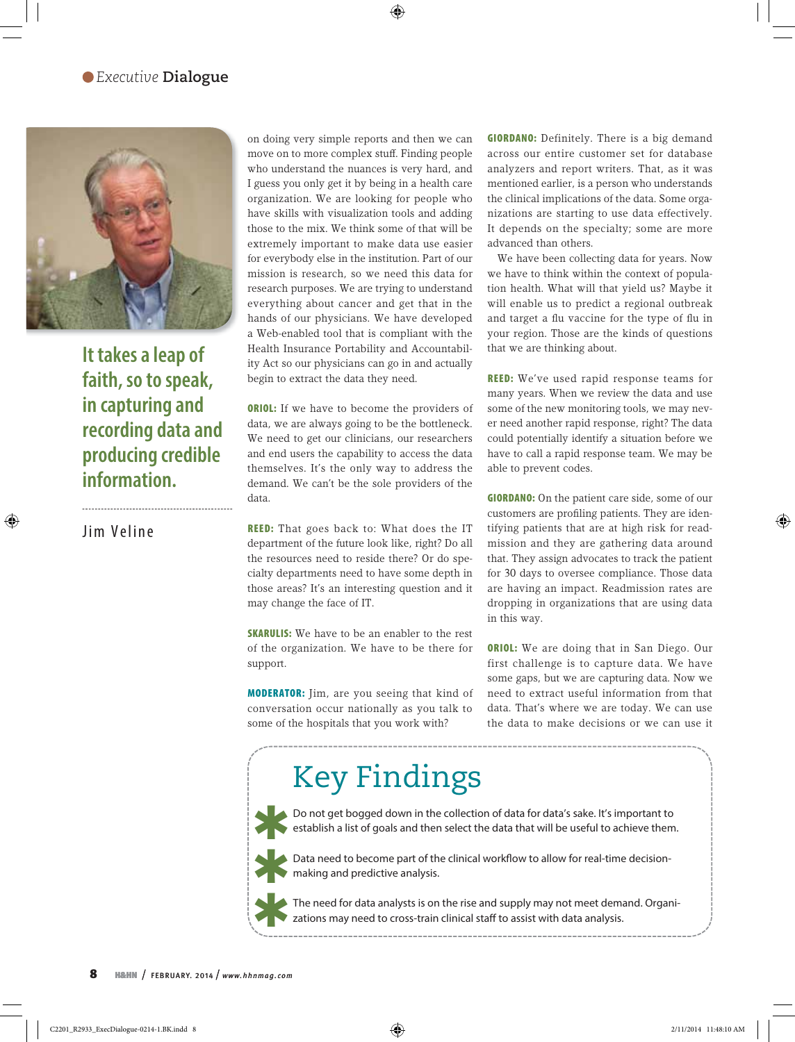It takes a leap of faith, so to speak, in capturing and recording data and producing credible information.

Jim Veline

on doing very simple reports and then we can move on to more complex stuff. Finding people who understand the nuances is very hard, and I guess you only get it by being in a health care organization. We are looking for people who have skills with visualization tools and adding those to the mix. We think some of that will be extremely important to make data use easier for everybody else in the institution. Part of our mission is research, so we need this data for research purposes. We are trying to understand everything about cancer and get that in the hands of our physicians. We have developed a Web-enabled tool that is compliant with the Health Insurance Portability and Accountability Act so our physicians can go in and actually begin to extract the data they need.

**ORIOL:** If we have to become the providers of data, we are always going to be the bottleneck. We need to get our clinicians, our researchers and end users the capability to access the data themselves. It's the only way to address the demand. We can't be the sole providers of the data.

**REED:** That goes back to: What does the IT department of the future look like, right? Do all the resources need to reside there? Or do specialty departments need to have some depth in those areas? It's an interesting question and it may change the face of IT.

**SKARULIS:** We have to be an enabler to the rest of the organization. We have to be there for support.

**MODERATOR:** Jim, are you seeing that kind of conversation occur nationally as you talk to some of the hospitals that you work with?

**GIORDANO:** Definitely. There is a big demand across our entire customer set for database analyzers and report writers. That, as it was mentioned earlier, is a person who understands the clinical implications of the data. Some organizations are starting to use data effectively. It depends on the specialty; some are more advanced than others.

We have been collecting data for years. Now we have to think within the context of population health. What will that yield us? Maybe it will enable us to predict a regional outbreak and target a flu vaccine for the type of flu in your region. Those are the kinds of questions that we are thinking about.

**REED:** We've used rapid response teams for many years. When we review the data and use some of the new monitoring tools, we may never need another rapid response, right? The data could potentially identify a situation before we have to call a rapid response team. We may be able to prevent codes.

**GIORDANO:** On the patient care side, some of our customers are profiling patients. They are identifying patients that are at high risk for readmission and they are gathering data around that. They assign advocates to track the patient for 30 days to oversee compliance. Those data are having an impact. Readmission rates are dropping in organizations that are using data in this way.

**ORIOL:** We are doing that in San Diego. Our first challenge is to capture data. We have some gaps, but we are capturing data. Now we need to extract useful information from that data. That's where we are today. We can use the data to make decisions or we can use it

## Key Findings

- Do not get bogged down in the collection of data for data's sake. It's important to establish a list of goals and then select the data that will be useful to achieve them.
- Data need to become part of the clinical workflow to allow for real-time decision-making and predictive analysis.
- The need for data analysts is on the rise and supply may not meet demand. Organizations may need to cross-train clinical staff to assist with data analysis.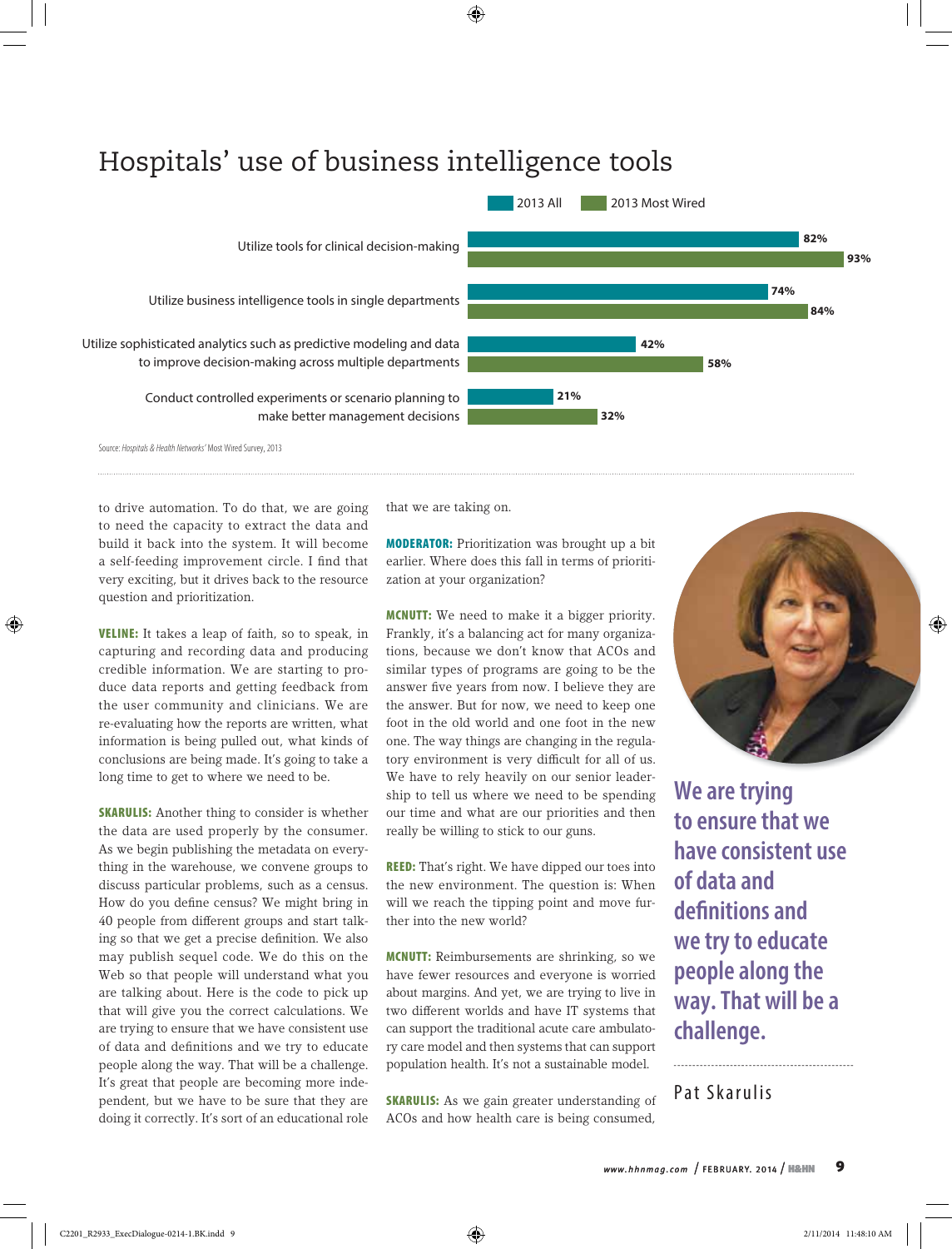## Hospitals' use of business intelligence tools

| | 2013 All | 2013 Most Wired |
|---|---|---|
| Utilize tools for clinical decision-making | 82% | 93% |
| Utilize business intelligence tools in single departments | 74% | 84% |
| Utilize sophisticated analytics such as predictive modeling and data to improve decision-making across multiple departments | 42% | 58% |
| Conduct controlled experiments or scenario planning to make better management decisions | 21% | 32% |

Source: *Hospitals & Health Networks'* Most Wired Survey, 2013

to drive automation. To do that, we are going to need the capacity to extract the data and build it back into the system. It will become a self-feeding improvement circle. I find that very exciting, but it drives back to the resource question and prioritization.

**VELINE:** It takes a leap of faith, so to speak, in capturing and recording data and producing credible information. We are starting to produce data reports and getting feedback from the user community and clinicians. We are re-evaluating how the reports are written, what information is being pulled out, what kinds of conclusions are being made. It's going to take a long time to get to where we need to be.

**SKARULIS:** Another thing to consider is whether the data are used properly by the consumer. As we begin publishing the metadata on everything in the warehouse, we convene groups to discuss particular problems, such as a census. How do you define census? We might bring in 40 people from different groups and start talking so that we get a precise definition. We also may publish sequel code. We do this on the Web so that people will understand what you are talking about. Here is the code to pick up that will give you the correct calculations. We are trying to ensure that we have consistent use of data and definitions and we try to educate people along the way. That will be a challenge. It's great that people are becoming more independent, but we have to be sure that they are doing it correctly. It's sort of an educational role that we are taking on.

**MODERATOR:** Prioritization was brought up a bit earlier. Where does this fall in terms of prioritization at your organization?

**MCNUTT:** We need to make it a bigger priority. Frankly, it's a balancing act for many organizations, because we don't know that ACOs and similar types of programs are going to be the answer five years from now. I believe they are the answer. But for now, we need to keep one foot in the old world and one foot in the new one. The way things are changing in the regulatory environment is very difficult for all of us. We have to rely heavily on our senior leadership to tell us where we need to be spending our time and what are our priorities and then really be willing to stick to our guns.

**REED:** That's right. We have dipped our toes into the new environment. The question is: When will we reach the tipping point and move further into the new world?

**MCNUTT:** Reimbursements are shrinking, so we have fewer resources and everyone is worried about margins. And yet, we are trying to live in two different worlds and have IT systems that can support the traditional acute care ambulatory care model and then systems that can support population health. It's not a sustainable model.

**SKARULIS:** As we gain greater understanding of ACOs and how health care is being consumed,

> **We are trying to ensure that we have consistent use of data and definitions and we try to educate people along the way. That will be a challenge.**
>
> Pat Skarulis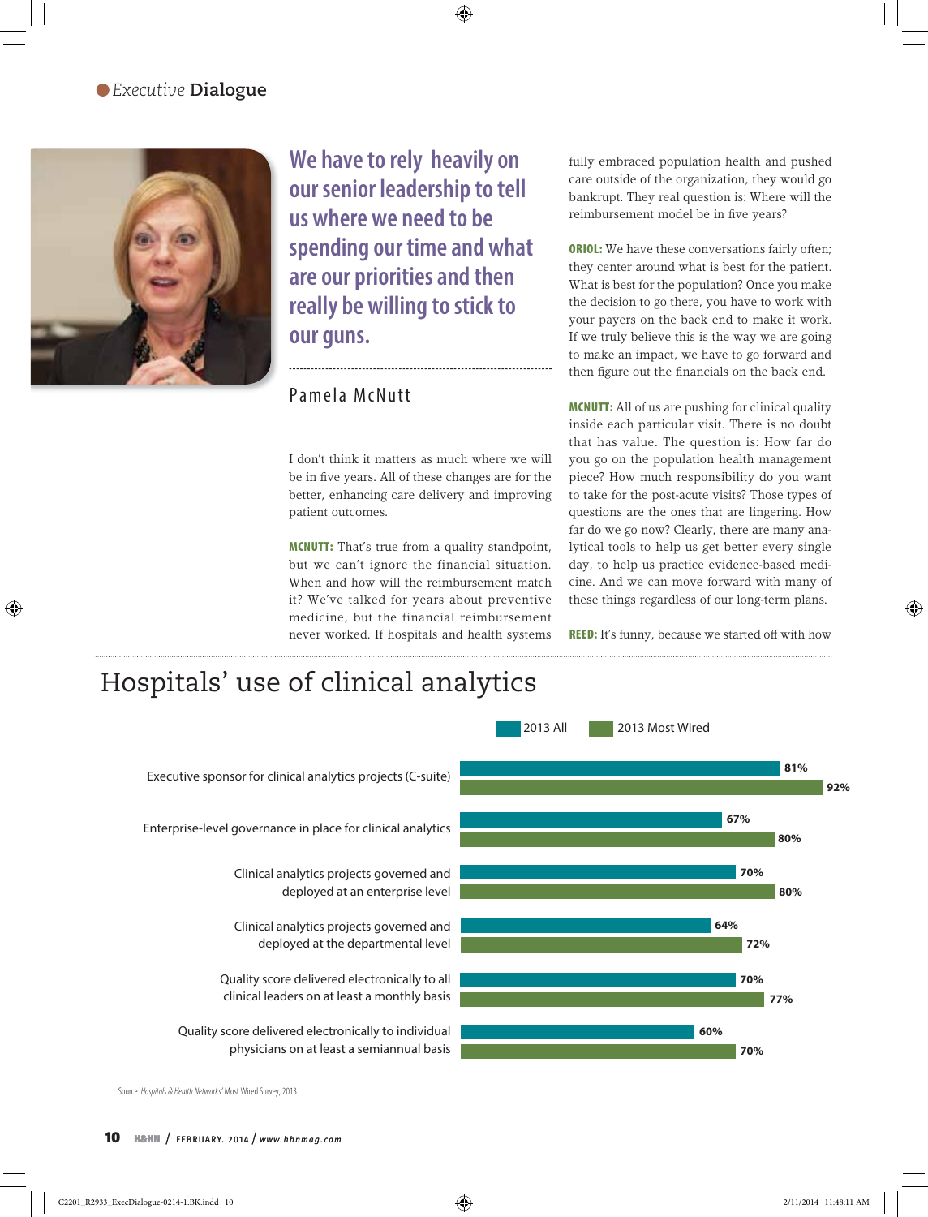## Executive Dialogue

> We have to rely heavily on our senior leadership to tell us where we need to be spending our time and what are our priorities and then really be willing to stick to our guns.
>
> Pamela McNutt

I don't think it matters as much where we will be in five years. All of these changes are for the better, enhancing care delivery and improving patient outcomes.

**MCNUTT:** That's true from a quality standpoint, but we can't ignore the financial situation. When and how will the reimbursement match it? We've talked for years about preventive medicine, but the financial reimbursement never worked. If hospitals and health systems fully embraced population health and pushed care outside of the organization, they would go bankrupt. They real question is: Where will the reimbursement model be in five years?

**ORIOL:** We have these conversations fairly often; they center around what is best for the patient. What is best for the population? Once you make the decision to go there, you have to work with your payers on the back end to make it work. If we truly believe this is the way we are going to make an impact, we have to go forward and then figure out the financials on the back end.

**MCNUTT:** All of us are pushing for clinical quality inside each particular visit. There is no doubt that has value. The question is: How far do you go on the population health management piece? How much responsibility do you want to take for the post-acute visits? Those types of questions are the ones that are lingering. How far do we go now? Clearly, there are many analytical tools to help us get better every single day, to help us practice evidence-based medicine. And we can move forward with many of these things regardless of our long-term plans.

**REED:** It's funny, because we started off with how

## Hospitals' use of clinical analytics

| | 2013 All | 2013 Most Wired |
|---|---|---|
| Executive sponsor for clinical analytics projects (C-suite) | 81% | 92% |
| Enterprise-level governance in place for clinical analytics | 67% | 80% |
| Clinical analytics projects governed and deployed at an enterprise level | 70% | 80% |
| Clinical analytics projects governed and deployed at the departmental level | 64% | 72% |
| Quality score delivered electronically to all clinical leaders on at least a monthly basis | 70% | 77% |
| Quality score delivered electronically to individual physicians on at least a semiannual basis | 60% | 70% |

Source: *Hospitals & Health Networks'* Most Wired Survey, 2013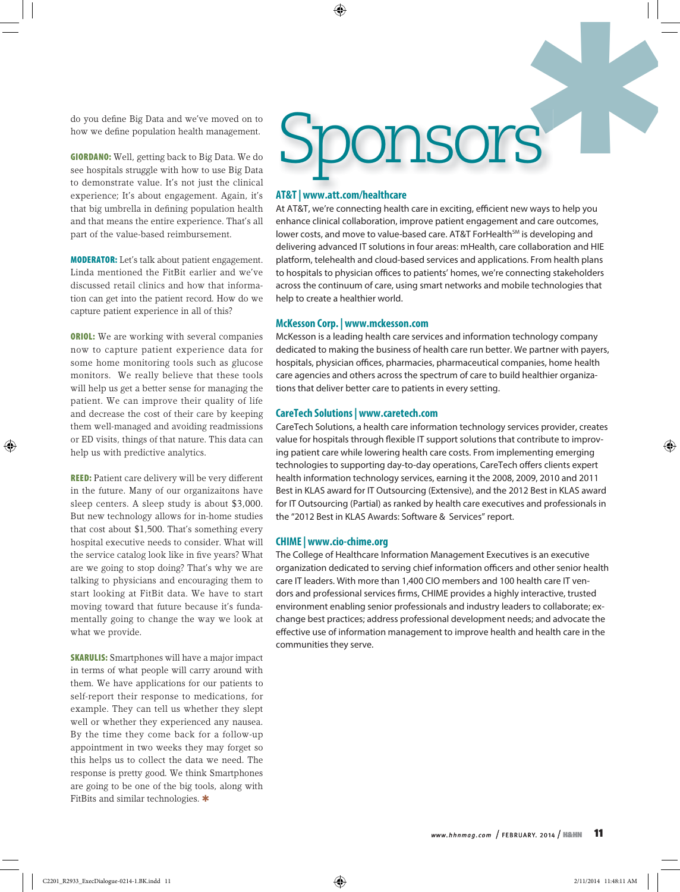do you define Big Data and we've moved on to how we define population health management.

**GIORDANO:** Well, getting back to Big Data. We do see hospitals struggle with how to use Big Data to demonstrate value. It's not just the clinical experience; It's about engagement. Again, it's that big umbrella in defining population health and that means the entire experience. That's all part of the value-based reimbursement.

**MODERATOR:** Let's talk about patient engagement. Linda mentioned the FitBit earlier and we've discussed retail clinics and how that information can get into the patient record. How do we capture patient experience in all of this?

**ORIOL:** We are working with several companies now to capture patient experience data for some home monitoring tools such as glucose monitors. We really believe that these tools will help us get a better sense for managing the patient. We can improve their quality of life and decrease the cost of their care by keeping them well-managed and avoiding readmissions or ED visits, things of that nature. This data can help us with predictive analytics.

**REED:** Patient care delivery will be very different in the future. Many of our organizaitons have sleep centers. A sleep study is about $3,000. But new technology allows for in-home studies that cost about $1,500. That's something every hospital executive needs to consider. What will the service catalog look like in five years? What are we going to stop doing? That's why we are talking to physicians and encouraging them to start looking at FitBit data. We have to start moving toward that future because it's fundamentally going to change the way we look at what we provide.

**SKARULIS:** Smartphones will have a major impact in terms of what people will carry around with them. We have applications for our patients to self-report their response to medications, for example. They can tell us whether they slept well or whether they experienced any nausea. By the time they come back for a follow-up appointment in two weeks they may forget so this helps us to collect the data we need. The response is pretty good. We think Smartphones are going to be one of the big tools, along with FitBits and similar technologies. *

# Sponsors

## AT&T | www.att.com/healthcare

At AT&T, we're connecting health care in exciting, efficient new ways to help you enhance clinical collaboration, improve patient engagement and care outcomes, lower costs, and move to value-based care. AT&T ForHealth[SM] is developing and delivering advanced IT solutions in four areas: mHealth, care collaboration and HIE platform, telehealth and cloud-based services and applications. From health plans to hospitals to physician offices to patients' homes, we're connecting stakeholders across the continuum of care, using smart networks and mobile technologies that help to create a healthier world.

## McKesson Corp. | www.mckesson.com

McKesson is a leading health care services and information technology company dedicated to making the business of health care run better. We partner with payers, hospitals, physician offices, pharmacies, pharmaceutical companies, home health care agencies and others across the spectrum of care to build healthier organizations that deliver better care to patients in every setting.

## CareTech Solutions | www.caretech.com

CareTech Solutions, a health care information technology services provider, creates value for hospitals through flexible IT support solutions that contribute to improving patient care while lowering health care costs. From implementing emerging technologies to supporting day-to-day operations, CareTech offers clients expert health information technology services, earning it the 2008, 2009, 2010 and 2011 Best in KLAS award for IT Outsourcing (Extensive), and the 2012 Best in KLAS award for IT Outsourcing (Partial) as ranked by health care executives and professionals in the "2012 Best in KLAS Awards: Software & Services" report.

## CHIME | www.cio-chime.org

The College of Healthcare Information Management Executives is an executive organization dedicated to serving chief information officers and other senior health care IT leaders. With more than 1,400 CIO members and 100 health care IT vendors and professional services firms, CHIME provides a highly interactive, trusted environment enabling senior professionals and industry leaders to collaborate; exchange best practices; address professional development needs; and advocate the effective use of information management to improve health and health care in the communities they serve.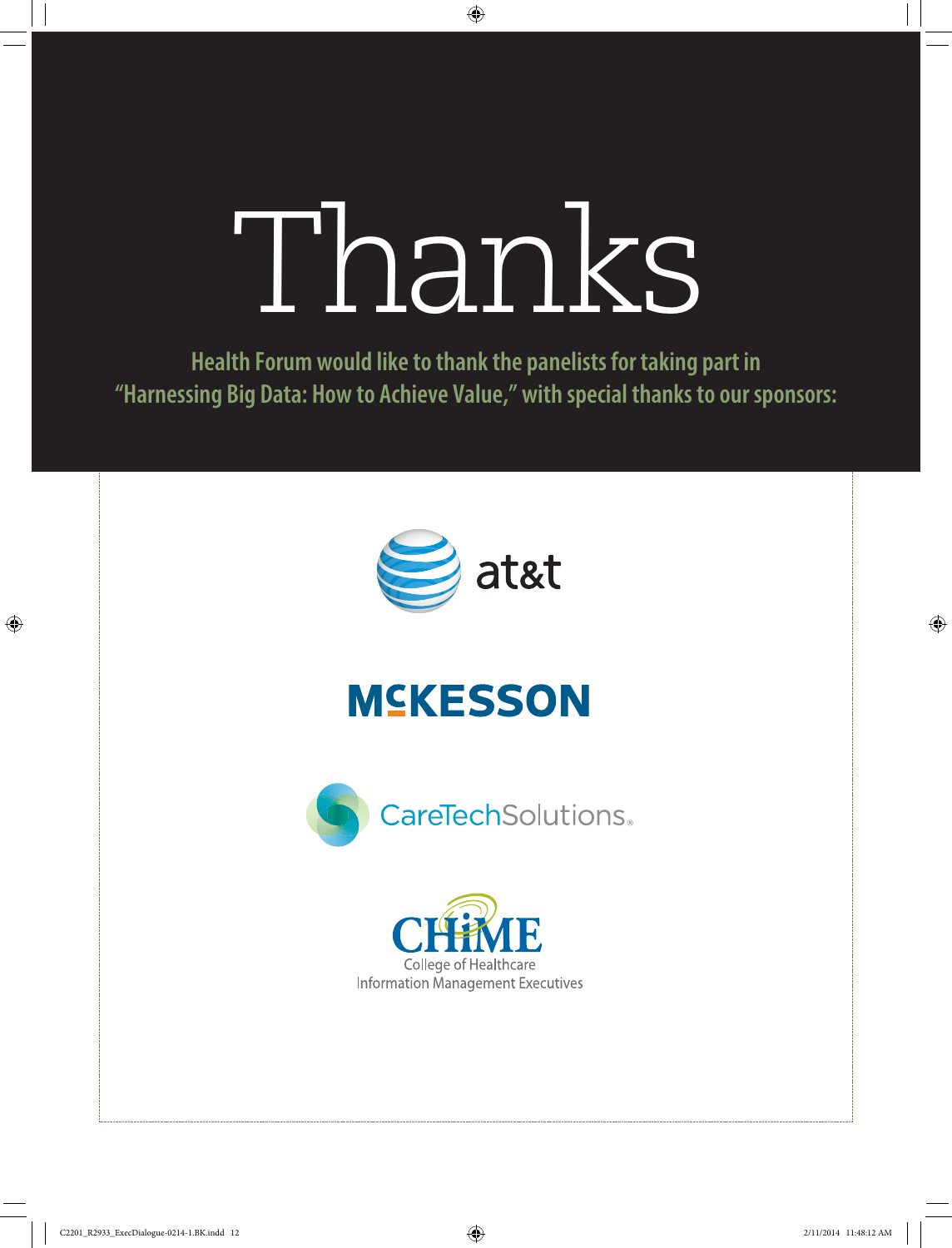# Thanks

**Health Forum would like to thank the panelists for taking part in "Harnessing Big Data: How to Achieve Value," with special thanks to our sponsors:**

at&t

McKESSON

CareTechSolutions®

CHiME
College of Healthcare Information Management Executives